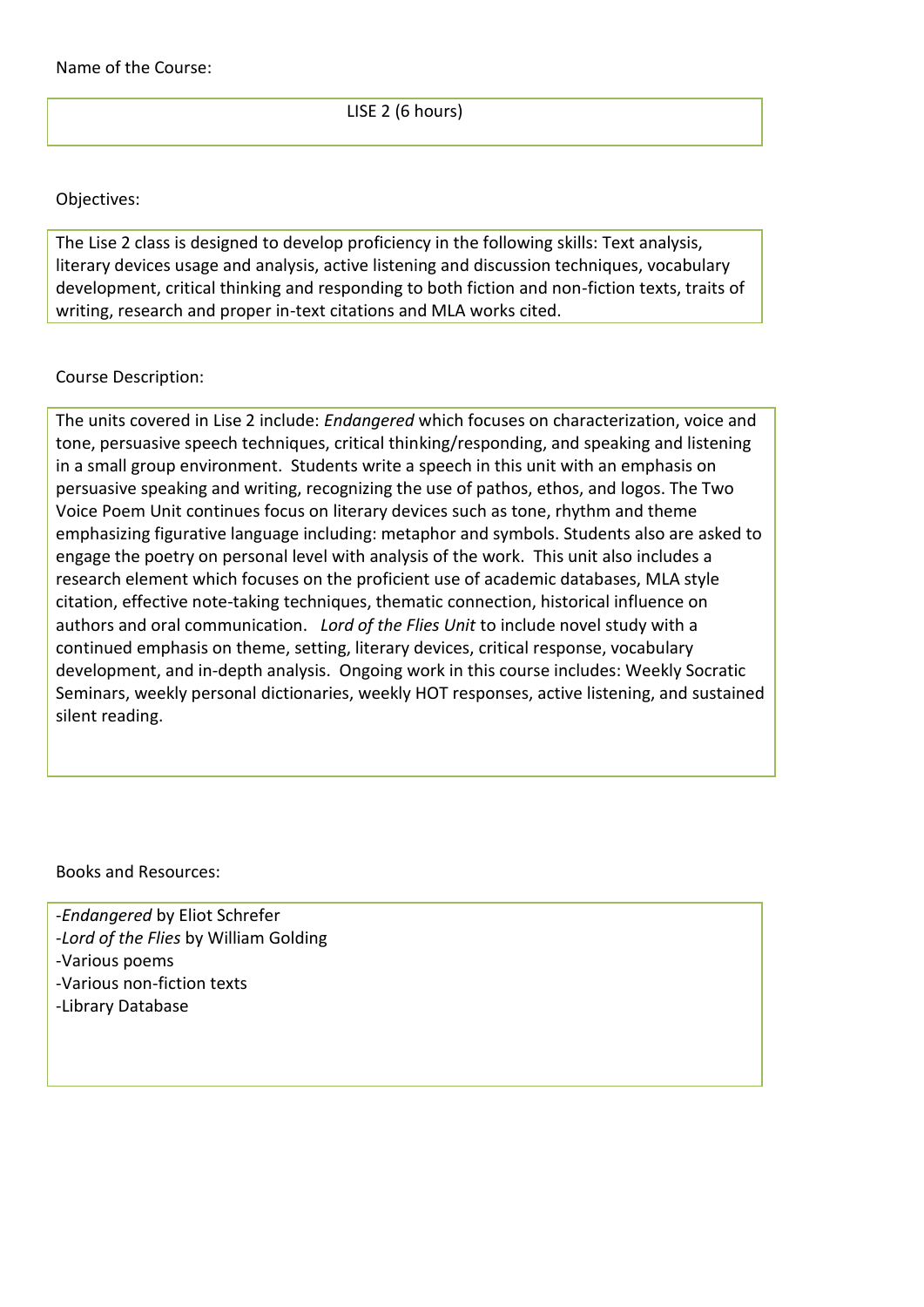Name of the Course:

LISE 2 (6 hours)

Objectives:

The Lise 2 class is designed to develop proficiency in the following skills: Text analysis, literary devices usage and analysis, active listening and discussion techniques, vocabulary development, critical thinking and responding to both fiction and non-fiction texts, traits of writing, research and proper in-text citations and MLA works cited.

Course Description:

The units covered in Lise 2 include: *Endangered* which focuses on characterization, voice and tone, persuasive speech techniques, critical thinking/responding, and speaking and listening in a small group environment. Students write a speech in this unit with an emphasis on persuasive speaking and writing, recognizing the use of pathos, ethos, and logos. The Two Voice Poem Unit continues focus on literary devices such as tone, rhythm and theme emphasizing figurative language including: metaphor and symbols. Students also are asked to engage the poetry on personal level with analysis of the work. This unit also includes a research element which focuses on the proficient use of academic databases, MLA style citation, effective note-taking techniques, thematic connection, historical influence on authors and oral communication. *Lord of the Flies Unit* to include novel study with a continued emphasis on theme, setting, literary devices, critical response, vocabulary development, and in-depth analysis. Ongoing work in this course includes: Weekly Socratic Seminars, weekly personal dictionaries, weekly HOT responses, active listening, and sustained silent reading.

Books and Resources:

-*Endangered* by Eliot Schrefer
-*Lord of the Flies* by William Golding
-Various poems
-Various non-fiction texts
-Library Database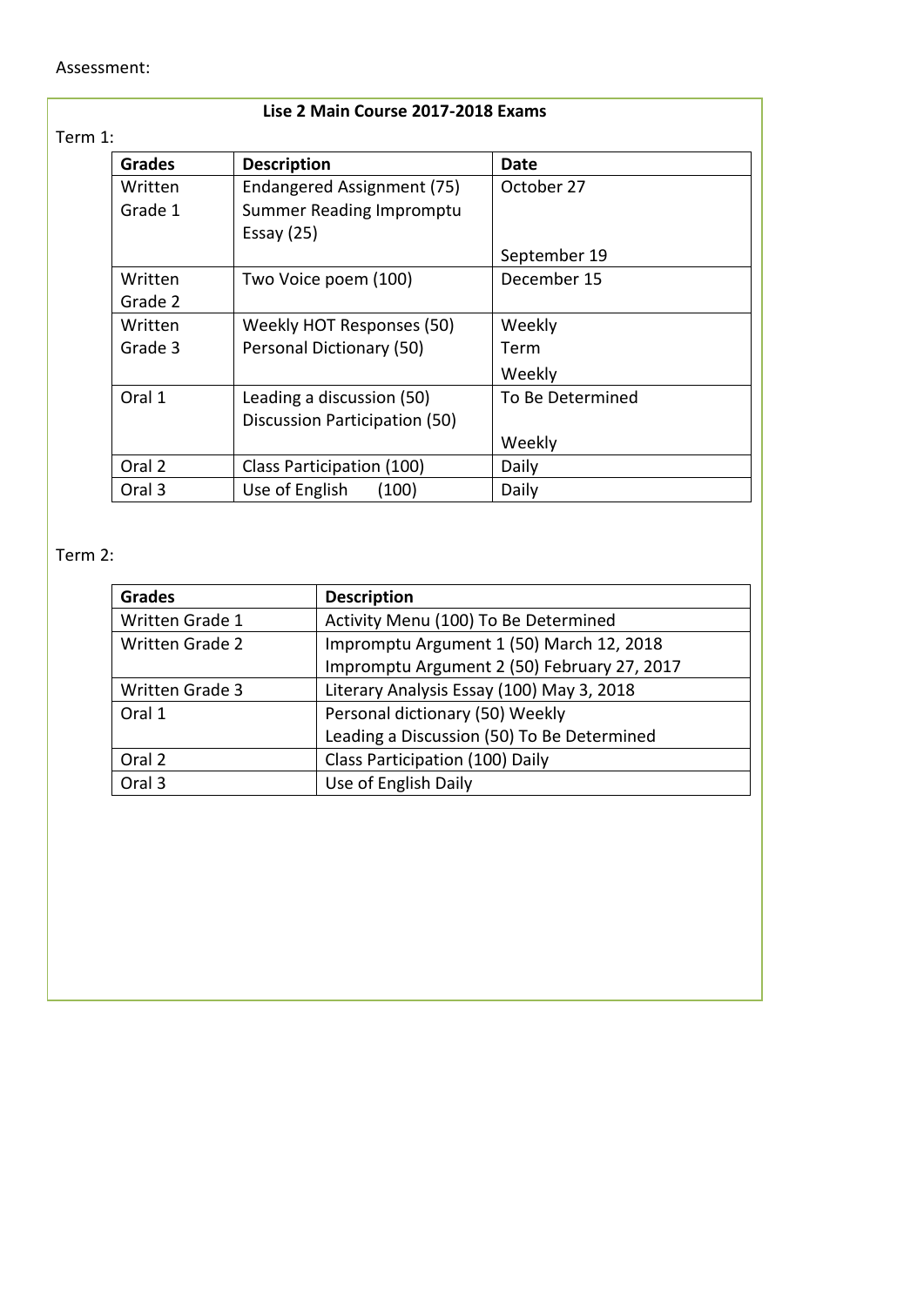Assessment:

**Lise 2 Main Course 2017-2018 Exams**

Term 1:

| Grades | Description | Date |
| --- | --- | --- |
| Written Grade 1 | Endangered Assignment (75)<br>Summer Reading Impromptu Essay (25) | October 27<br><br>September 19 |
| Written Grade 2 | Two Voice poem (100) | December 15 |
| Written Grade 3 | Weekly HOT Responses (50)<br>Personal Dictionary (50) | Weekly<br>Term<br>Weekly |
| Oral 1 | Leading a discussion (50)<br>Discussion Participation (50) | To Be Determined<br><br>Weekly |
| Oral 2 | Class Participation (100) | Daily |
| Oral 3 | Use of English (100) | Daily |

Term 2:

| Grades | Description |
| --- | --- |
| Written Grade 1 | Activity Menu (100) To Be Determined |
| Written Grade 2 | Impromptu Argument 1 (50) March 12, 2018<br>Impromptu Argument 2 (50) February 27, 2017 |
| Written Grade 3 | Literary Analysis Essay (100) May 3, 2018 |
| Oral 1 | Personal dictionary (50) Weekly<br>Leading a Discussion (50) To Be Determined |
| Oral 2 | Class Participation (100) Daily |
| Oral 3 | Use of English Daily |